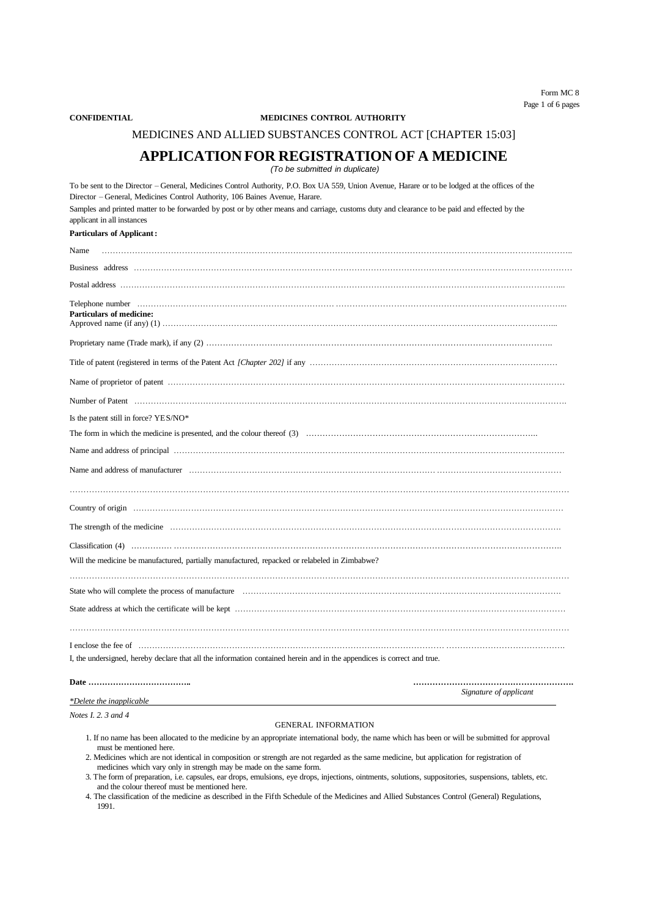Form MC 8

**CONFIDENTIAL** **MEDICINES CONTROL AUTHORITY**

MEDICINES AND ALLIED SUBSTANCES CONTROL ACT [CHAPTER 15:03]

# APPLICATION FOR REGISTRATION OF A MEDICINE

*(To be submitted in duplicate)*

To be sent to the Director – General, Medicines Control Authority, P.O. Box UA 559, Union Avenue, Harare or to be lodged at the offices of the Director – General, Medicines Control Authority, 106 Baines Avenue, Harare.

Samples and printed matter to be forwarded by post or by other means and carriage, customs duty and clearance to be paid and effected by the applicant in all instances

**Particulars of Applicant:**

Name ……………………………………………………………………………………………………………………………………………

Business address ………………………………………………………………………………………………………………………………

Postal address …………………………………………………………………………………………………………………………………

Telephone number ……………………………………………………………………………………………………………………………

**Particulars of medicine:**

Approved name (if any) (1) …………………………………………………………………………………………………………………

Proprietary name (Trade mark), if any (2) …………………………………………………………………………………………………

Title of patent (registered in terms of the Patent Act *[Chapter 202]* if any ………………………………………………………………

Name of proprietor of patent …………………………………………………………………………………………………………………

Number of Patent ………………………………………………………………………………………………………………………………

Is the patent still in force? YES/NO*

The form in which the medicine is presented, and the colour thereof (3) ……………………………………………………………………

Name and address of principal ………………………………………………………………………………………………………………

Name and address of manufacturer …………………………………………………………………………………………………………

……………………………………………………………………………………………………………………………………………………

Country of origin ………………………………………………………………………………………………………………………………

The strength of the medicine …………………………………………………………………………………………………………………

Classification (4) ………………………………………………………………………………………………………………………………

Will the medicine be manufactured, partially manufactured, repacked or relabeled in Zimbabwe?

……………………………………………………………………………………………………………………………………………………

State who will complete the process of manufacture ………………………………………………………………………………………

State address at which the certificate will be kept ……………………………………………………………………………………………

……………………………………………………………………………………………………………………………………………………

I enclose the fee of ……………………………………………………………………………………………………………………………

I, the undersigned, hereby declare that all the information contained herein and in the appendices is correct and true.

**Date ………………………………..** **…………………………………………………**

*Signature of applicant*

*\*Delete the inapplicable*

*Notes I. 2. 3 and 4*

GENERAL INFORMATION

1. If no name has been allocated to the medicine by an appropriate international body, the name which has been or will be submitted for approval must be mentioned here.
2. Medicines which are not identical in composition or strength are not regarded as the same medicine, but application for registration of medicines which vary only in strength may be made on the same form.
3. The form of preparation, i.e. capsules, ear drops, emulsions, eye drops, injections, ointments, solutions, suppositories, suspensions, tablets, etc. and the colour thereof must be mentioned here.
4. The classification of the medicine as described in the Fifth Schedule of the Medicines and Allied Substances Control (General) Regulations, 1991.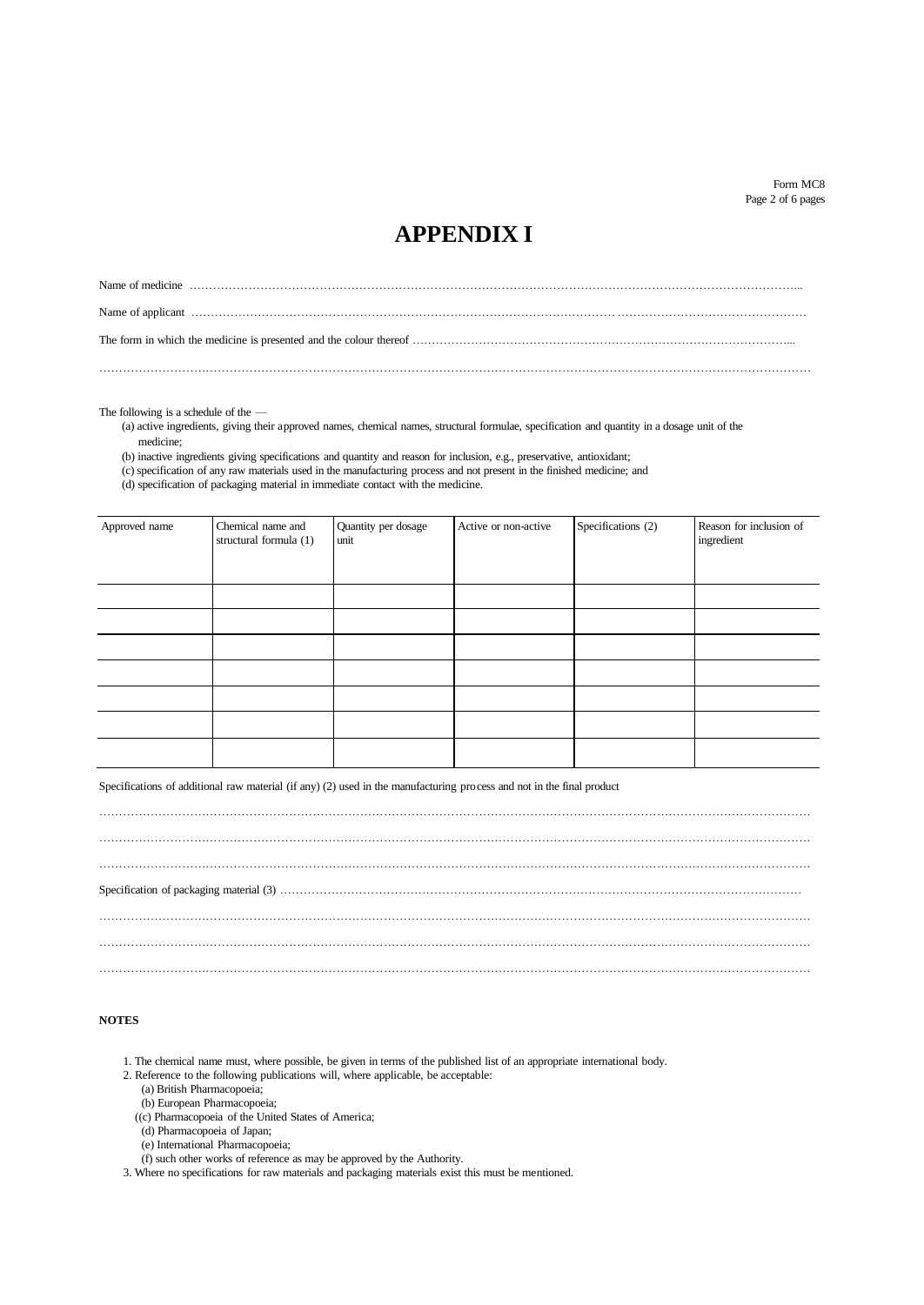# APPENDIX I

Name of medicine …………………………………………………………………………………………………………………………………………..

Name of applicant ……………………………………………………………………………………… …………………………………………

The form in which the medicine is presented and the colour thereof ……………………………………………………………………………...

……………………………………………………………………………………………………………………………………………………

The following is a schedule of the —

(a) active ingredients, giving their approved names, chemical names, structural formulae, specification and quantity in a dosage unit of the medicine;

(b) inactive ingredients giving specifications and quantity and reason for inclusion, e.g., preservative, antioxidant;

(c) specification of any raw materials used in the manufacturing process and not present in the finished medicine; and

(d) specification of packaging material in immediate contact with the medicine.

| Approved name | Chemical name and structural formula (1) | Quantity per dosage unit | Active or non-active | Specifications (2) | Reason for inclusion of ingredient |
|---|---|---|---|---|---|
| | | | | | |
| | | | | | |
| | | | | | |
| | | | | | |
| | | | | | |
| | | | | | |
| | | | | | |

Specifications of additional raw material (if any) (2) used in the manufacturing process and not in the final product

……………………………………………………………………………………………………………………………………………………

……………………………………………………………………………………………………………………………………………………

……………………………………………………………………………………………………………………………………………………

Specification of packaging material (3) …………………………………………………………………………………………………………

……………………………………………………………………………………………………………………………………………………

……………………………………………………………………………………………………………………………………………………

……………………………………………………………………………………………………………………………………………………

**NOTES**

1. The chemical name must, where possible, be given in terms of the published list of an appropriate international body.
2. Reference to the following publications will, where applicable, be acceptable:
   (a) British Pharmacopoeia;
   (b) European Pharmacopoeia;
   ((c) Pharmacopoeia of the United States of America;
   (d) Pharmacopoeia of Japan;
   (e) International Pharmacopoeia;
   (f) such other works of reference as may be approved by the Authority.
3. Where no specifications for raw materials and packaging materials exist this must be mentioned.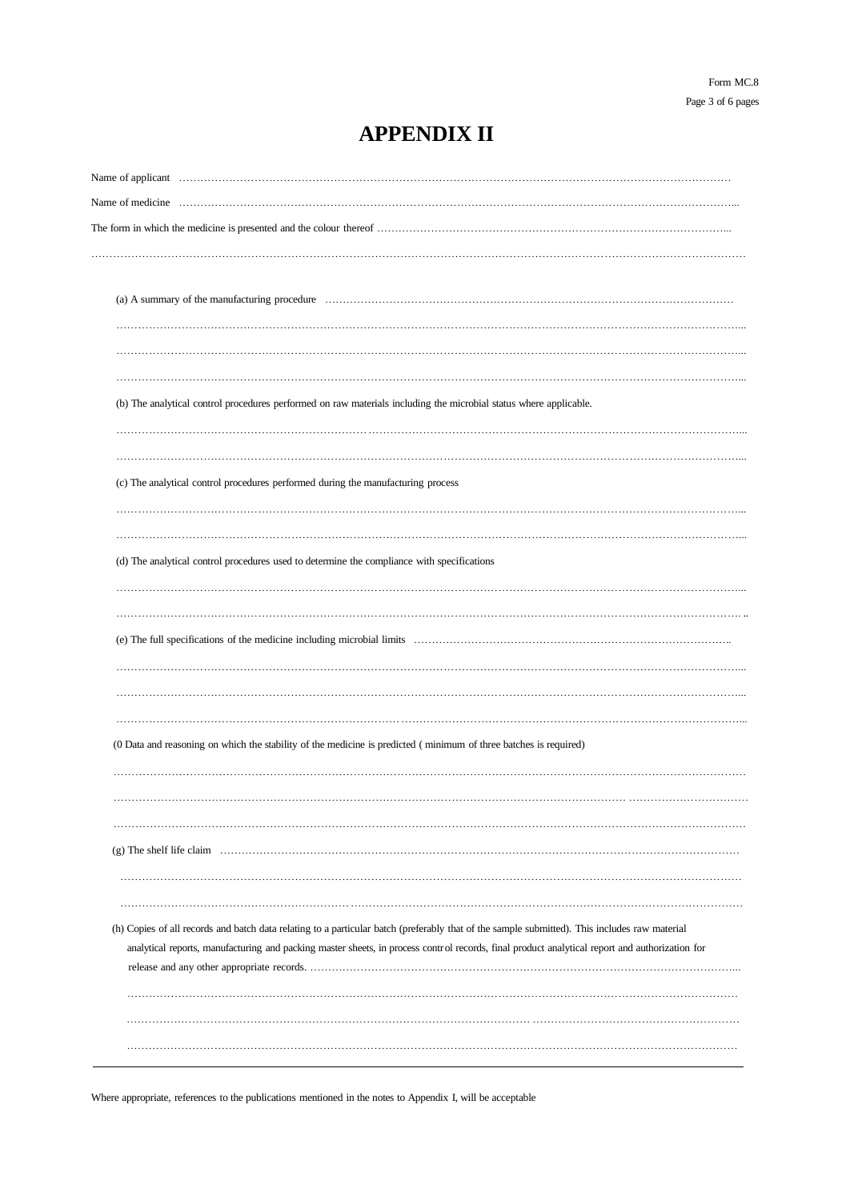Form MC.8

# APPENDIX II

Name of applicant ……………………………………………………………………………………………………………………………

Name of medicine ……………………………………………………………………………………………………………………………...

The form in which the medicine is presented and the colour thereof ……………………………………………………………………………………...

……………………………………………………………………………………………………………………………………………………………

(a) A summary of the manufacturing procedure ……………………………………………………………………………………………

……………………………………………………………………………………………………………………………………………………...

……………………………………………………………………………………………………………………………………………………...

……………………………………………………………………………………………………………………………………………………...

(b) The analytical control procedures performed on raw materials including the microbial status where applicable.

……………………………………………………………………………………………………………………………………………………...

……………………………………………………………………………………………………………………………………………………...

(c) The analytical control procedures performed during the manufacturing process

……………………………………………………………………………………………………………………………………………………...

……………………………………………………………………………………………………………………………………………………...

(d) The analytical control procedures used to determine the compliance with specifications

……………………………………………………………………………………………………………………………………………………...

……………………………………………………………………………………………………………………………………………………..

(e) The full specifications of the medicine including microbial limits ……………………………………………………………………………..

……………………………………………………………………………………………………………………………………………………...

……………………………………………………………………………………………………………………………………………………...

……………………………………………………………………………………………………………………………………………………...

(0 Data and reasoning on which the stability of the medicine is predicted ( minimum of three batches is required)

……………………………………………………………………………………………………………………………………………………

……………………………………………………………………………………………………………………………………………………

……………………………………………………………………………………………………………………………………………………

(g) The shelf life claim ……………………………………………………………………………………………………………………

……………………………………………………………………………………………………………………………………………………

……………………………………………………………………………………………………………………………………………………

(h) Copies of all records and batch data relating to a particular batch (preferably that of the sample submitted). This includes raw material analytical reports, manufacturing and packing master sheets, in process control records, final product analytical report and authorization for release and any other appropriate records. ……………………………………………………………………………………………………………...

……………………………………………………………………………………………………………………………………………………

……………………………………………………………………………………………………………………………………………………

……………………………………………………………………………………………………………………………………………………

---

Where appropriate, references to the publications mentioned in the notes to Appendix I, will be acceptable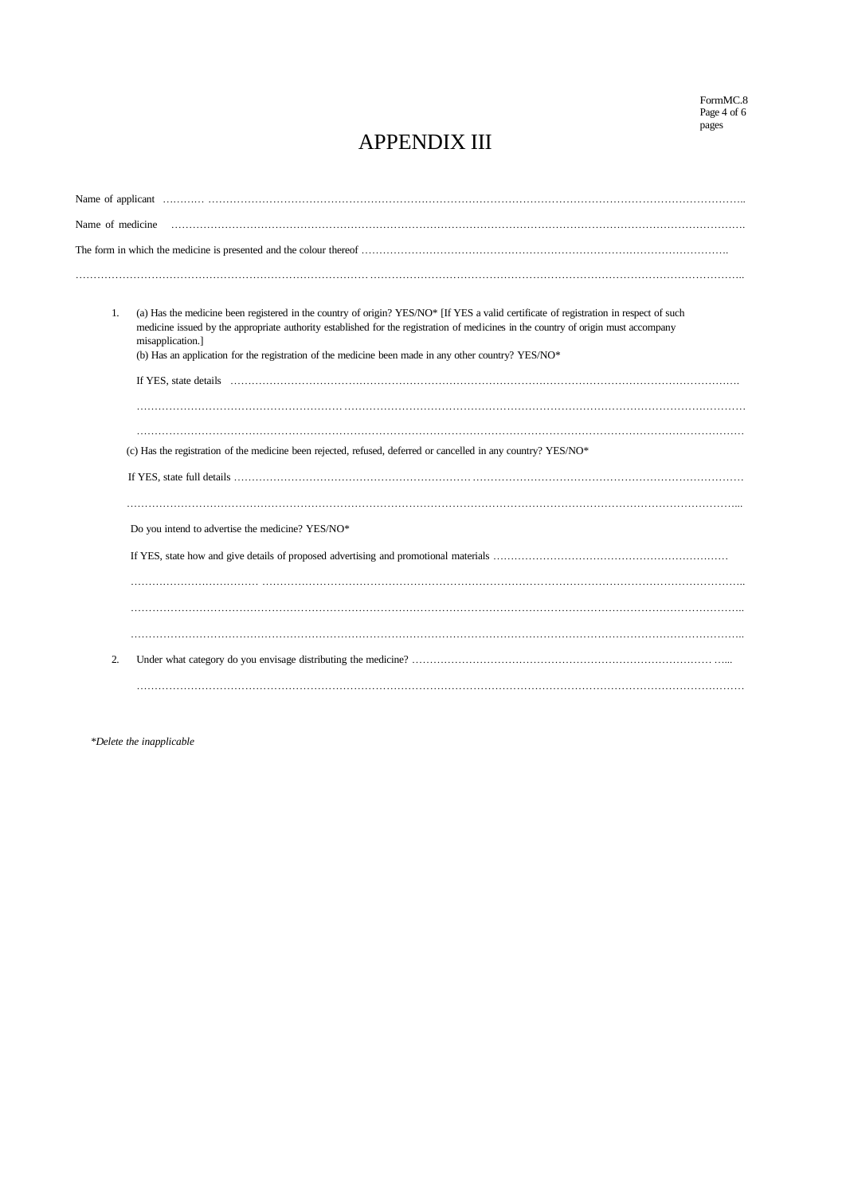# APPENDIX III

Name of applicant ……….. ………………………………………………………………………………………………………………………………..

Name of medicine ……………………………………………………………………………………………………………………………………

The form in which the medicine is presented and the colour thereof ……………………………………………………………………………………….

…………………………………………………………………………………………………………………………………………………………………..

1. (a) Has the medicine been registered in the country of origin? YES/NO* [If YES a valid certificate of registration in respect of such medicine issued by the appropriate authority established for the registration of medicines in the country of origin must accompany misapplication.]

   (b) Has an application for the registration of the medicine been made in any other country? YES/NO*

   If YES, state details ………………………………………………………………………………………………………………………

   ……………………………………………………………………………………………………………………………………………………

   ……………………………………………………………………………………………………………………………………………………

   (c) Has the registration of the medicine been rejected, refused, deferred or cancelled in any country? YES/NO*

   If YES, state full details ……………………………………………………………………………………………………………………

   ……………………………………………………………………………………………………………………………………………………..

   Do you intend to advertise the medicine? YES/NO*

   If YES, state how and give details of proposed advertising and promotional materials ………………………………………………………

   ……………………………… ………………………………………………………………………………………………………………………..

   ……………………………………………………………………………………………………………………………………………………..

   ……………………………………………………………………………………………………………………………………………………..

2. Under what category do you envisage distributing the medicine? ……………………………………………………………………… …..

   ……………………………………………………………………………………………………………………………………………………

*\*Delete the inapplicable*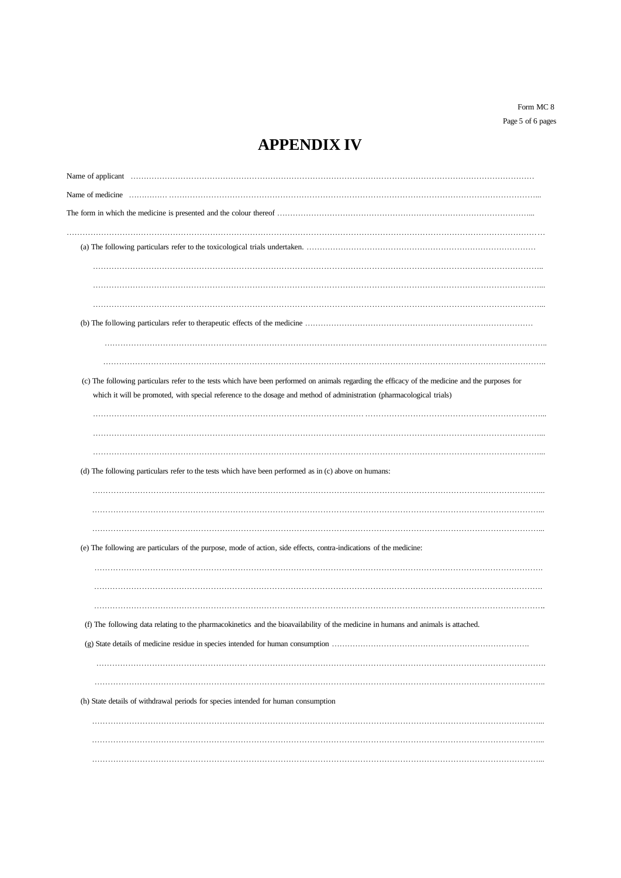Form MC 8

# APPENDIX IV

Name of applicant ……………………………………………………………………………………………………………………………………

Name of medicine ………….. ……………………………………………………………………………………………………………………...

The form in which the medicine is presented and the colour thereof …………………………………………………………………………………...

………………………………………………………………………………………………………………………………………………………

(a) The following particulars refer to the toxicological trials undertaken. ………………………………………………………………………………

………………………………………………………………………………………………………………………………………………..

………………………………………………………………………………………………………………………………………………...

………………………………………………………………………………………………………………………………………………...

(b) The following particulars refer to therapeutic effects of the medicine ………………………………………………………………………………

………………………………………………………………………………………………………………………………………………..

………………………………………………………………………………………………………………………………………………..

(c) The following particulars refer to the tests which have been performed on animals regarding the efficacy of the medicine and the purposes for which it will be promoted, with special reference to the dosage and method of administration (pharmacological trials)

………………………………………………………………………………………………………………………………………………...

………………………………………………………………………………………………………………………………………………...

………………………………………………………………………………………………………………………………………………...

(d) The following particulars refer to the tests which have been performed as in (c) above on humans:

………………………………………………………………………………………………………………………………………………...

………………………………………………………………………………………………………………………………………………...

………………………………………………………………………………………………………………………………………………...

(e) The following are particulars of the purpose, mode of action, side effects, contra-indications of the medicine:

………………………………………………………………………………………………………………………………………………

………………………………………………………………………………………………………………………………………………

………………………………………………………………………………………………………………………………………………..

(f) The following data relating to the pharmacokinetics and the bioavailability of the medicine in humans and animals is attached.

(g) State details of medicine residue in species intended for human consumption ……………………………………………………………………

………………………………………………………………………………………………………………………………………………

………………………………………………………………………………………………………………………………………………..

(h) State details of withdrawal periods for species intended for human consumption

………………………………………………………………………………………………………………………………………………...

………………………………………………………………………………………………………………………………………………...

………………………………………………………………………………………………………………………………………………...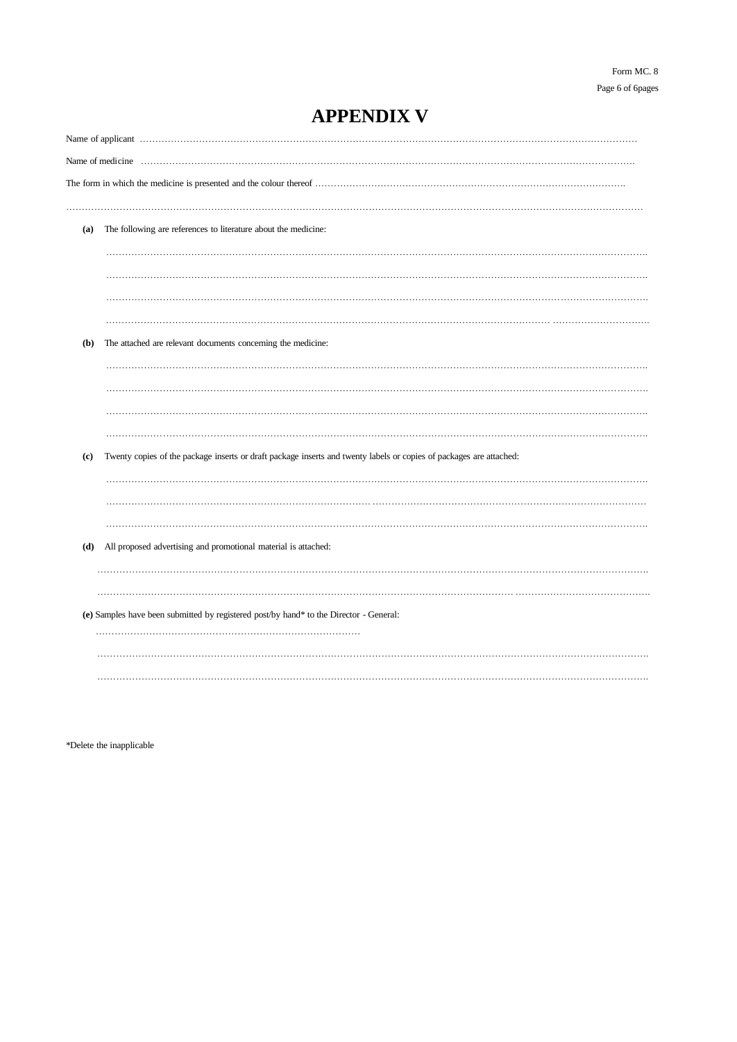# APPENDIX V

Name of applicant ……………………………………………………………………………………………………………………………………………

Name of medicine ……………………………………………………………………………………………………………………………………………

The form in which the medicine is presented and the colour thereof ………………………………………………………………………………………

…………………………………………………………………………………………………………………………………………………………………

**(a)** The following are references to literature about the medicine:

…………………………………………………………………………………………………………………………………………………………………

…………………………………………………………………………………………………………………………………………………………………

…………………………………………………………………………………………………………………………………………………………………

…………………………………………………………………………………………………………………………………………………………………

**(b)** The attached are relevant documents concerning the medicine:

…………………………………………………………………………………………………………………………………………………………………

…………………………………………………………………………………………………………………………………………………………………

…………………………………………………………………………………………………………………………………………………………………

…………………………………………………………………………………………………………………………………………………………………

**(c)** Twenty copies of the package inserts or draft package inserts and twenty labels or copies of packages are attached:

…………………………………………………………………………………………………………………………………………………………………

…………………………………………………………………………………………………………………………………………………………………

…………………………………………………………………………………………………………………………………………………………………

**(d)** All proposed advertising and promotional material is attached:

…………………………………………………………………………………………………………………………………………………………………

…………………………………………………………………………………………………………………………………………………………………

**(e)** Samples have been submitted by registered post/by hand* to the Director - General:

…………………………………………………………………………

…………………………………………………………………………………………………………………………………………………………………

…………………………………………………………………………………………………………………………………………………………………

*Delete the inapplicable